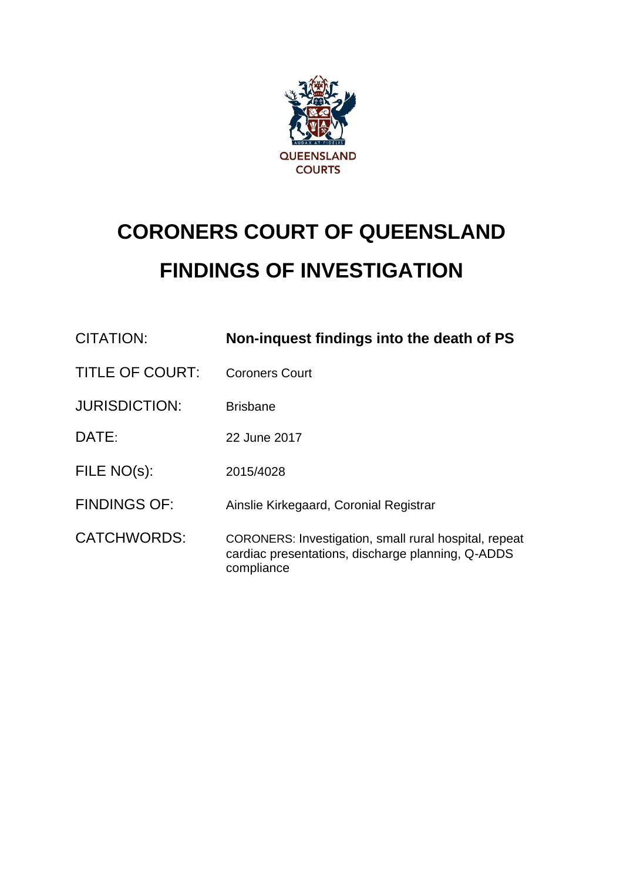QUEENSLAND COURTS

# CORONERS COURT OF QUEENSLAND

# FINDINGS OF INVESTIGATION

| | |
|---|---|
| CITATION: | **Non-inquest findings into the death of PS** |
| TITLE OF COURT: | Coroners Court |
| JURISDICTION: | Brisbane |
| DATE: | 22 June 2017 |
| FILE NO(s): | 2015/4028 |
| FINDINGS OF: | Ainslie Kirkegaard, Coronial Registrar |
| CATCHWORDS: | CORONERS: Investigation, small rural hospital, repeat cardiac presentations, discharge planning, Q-ADDS compliance |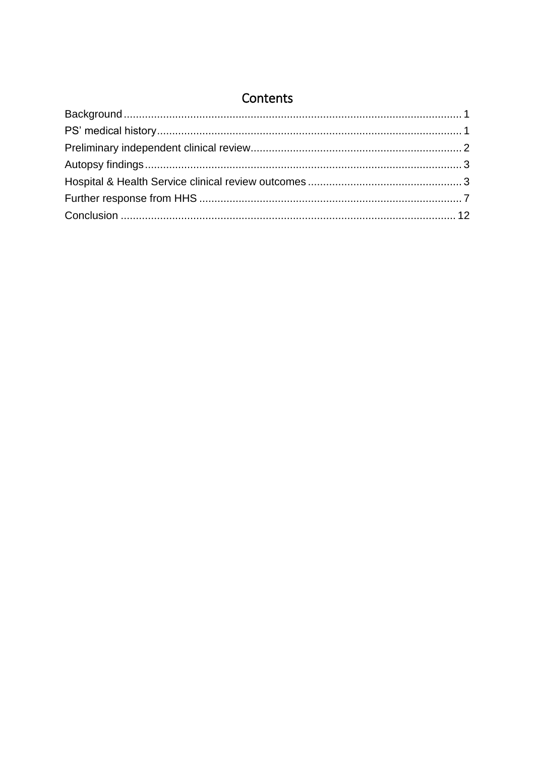# Contents

Background .............................................................................................................. 1
PS' medical history.................................................................................................... 1
Preliminary independent clinical review...................................................................... 2
Autopsy findings ......................................................................................................... 3
Hospital & Health Service clinical review outcomes .................................................. 3
Further response from HHS ...................................................................................... 7
Conclusion .............................................................................................................. 12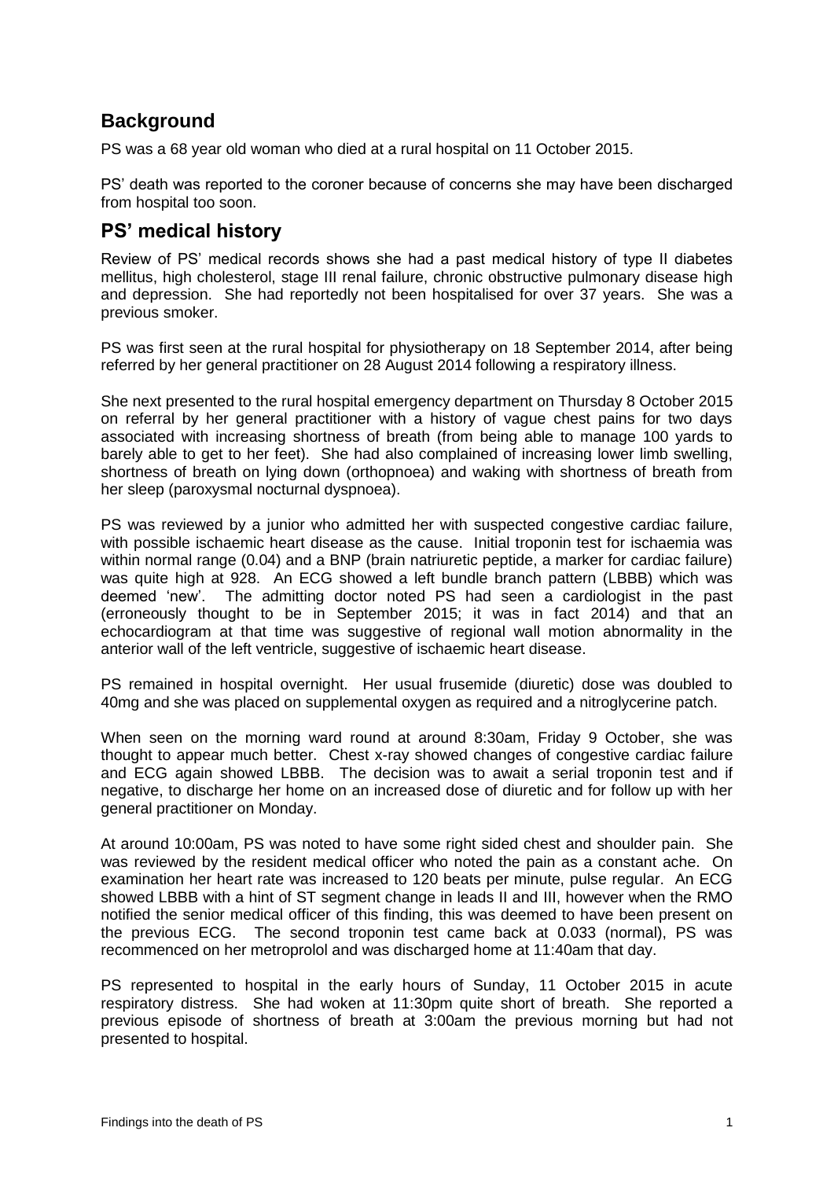## Background

PS was a 68 year old woman who died at a rural hospital on 11 October 2015.

PS' death was reported to the coroner because of concerns she may have been discharged from hospital too soon.

## PS' medical history

Review of PS' medical records shows she had a past medical history of type II diabetes mellitus, high cholesterol, stage III renal failure, chronic obstructive pulmonary disease high and depression. She had reportedly not been hospitalised for over 37 years. She was a previous smoker.

PS was first seen at the rural hospital for physiotherapy on 18 September 2014, after being referred by her general practitioner on 28 August 2014 following a respiratory illness.

She next presented to the rural hospital emergency department on Thursday 8 October 2015 on referral by her general practitioner with a history of vague chest pains for two days associated with increasing shortness of breath (from being able to manage 100 yards to barely able to get to her feet). She had also complained of increasing lower limb swelling, shortness of breath on lying down (orthopnoea) and waking with shortness of breath from her sleep (paroxysmal nocturnal dyspnoea).

PS was reviewed by a junior who admitted her with suspected congestive cardiac failure, with possible ischaemic heart disease as the cause. Initial troponin test for ischaemia was within normal range (0.04) and a BNP (brain natriuretic peptide, a marker for cardiac failure) was quite high at 928. An ECG showed a left bundle branch pattern (LBBB) which was deemed 'new'. The admitting doctor noted PS had seen a cardiologist in the past (erroneously thought to be in September 2015; it was in fact 2014) and that an echocardiogram at that time was suggestive of regional wall motion abnormality in the anterior wall of the left ventricle, suggestive of ischaemic heart disease.

PS remained in hospital overnight. Her usual frusemide (diuretic) dose was doubled to 40mg and she was placed on supplemental oxygen as required and a nitroglycerine patch.

When seen on the morning ward round at around 8:30am, Friday 9 October, she was thought to appear much better. Chest x-ray showed changes of congestive cardiac failure and ECG again showed LBBB. The decision was to await a serial troponin test and if negative, to discharge her home on an increased dose of diuretic and for follow up with her general practitioner on Monday.

At around 10:00am, PS was noted to have some right sided chest and shoulder pain. She was reviewed by the resident medical officer who noted the pain as a constant ache. On examination her heart rate was increased to 120 beats per minute, pulse regular. An ECG showed LBBB with a hint of ST segment change in leads II and III, however when the RMO notified the senior medical officer of this finding, this was deemed to have been present on the previous ECG. The second troponin test came back at 0.033 (normal), PS was recommenced on her metroprolol and was discharged home at 11:40am that day.

PS represented to hospital in the early hours of Sunday, 11 October 2015 in acute respiratory distress. She had woken at 11:30pm quite short of breath. She reported a previous episode of shortness of breath at 3:00am the previous morning but had not presented to hospital.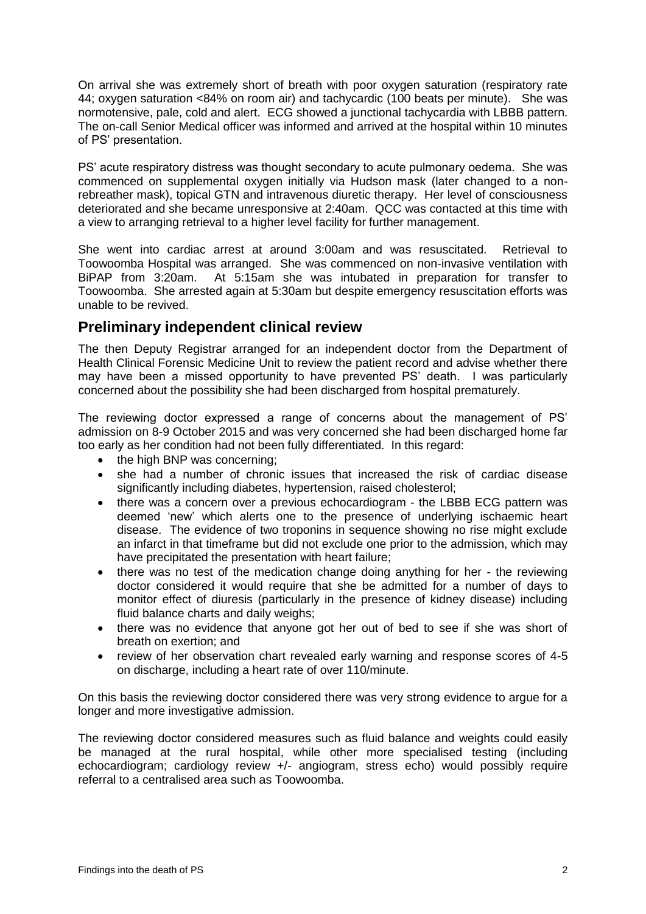On arrival she was extremely short of breath with poor oxygen saturation (respiratory rate 44; oxygen saturation <84% on room air) and tachycardic (100 beats per minute). She was normotensive, pale, cold and alert. ECG showed a junctional tachycardia with LBBB pattern. The on-call Senior Medical officer was informed and arrived at the hospital within 10 minutes of PS' presentation.

PS' acute respiratory distress was thought secondary to acute pulmonary oedema. She was commenced on supplemental oxygen initially via Hudson mask (later changed to a non-rebreather mask), topical GTN and intravenous diuretic therapy. Her level of consciousness deteriorated and she became unresponsive at 2:40am. QCC was contacted at this time with a view to arranging retrieval to a higher level facility for further management.

She went into cardiac arrest at around 3:00am and was resuscitated. Retrieval to Toowoomba Hospital was arranged. She was commenced on non-invasive ventilation with BiPAP from 3:20am. At 5:15am she was intubated in preparation for transfer to Toowoomba. She arrested again at 5:30am but despite emergency resuscitation efforts was unable to be revived.

## Preliminary independent clinical review

The then Deputy Registrar arranged for an independent doctor from the Department of Health Clinical Forensic Medicine Unit to review the patient record and advise whether there may have been a missed opportunity to have prevented PS' death. I was particularly concerned about the possibility she had been discharged from hospital prematurely.

The reviewing doctor expressed a range of concerns about the management of PS' admission on 8-9 October 2015 and was very concerned she had been discharged home far too early as her condition had not been fully differentiated. In this regard:

- the high BNP was concerning;
- she had a number of chronic issues that increased the risk of cardiac disease significantly including diabetes, hypertension, raised cholesterol;
- there was a concern over a previous echocardiogram - the LBBB ECG pattern was deemed 'new' which alerts one to the presence of underlying ischaemic heart disease. The evidence of two troponins in sequence showing no rise might exclude an infarct in that timeframe but did not exclude one prior to the admission, which may have precipitated the presentation with heart failure;
- there was no test of the medication change doing anything for her - the reviewing doctor considered it would require that she be admitted for a number of days to monitor effect of diuresis (particularly in the presence of kidney disease) including fluid balance charts and daily weighs;
- there was no evidence that anyone got her out of bed to see if she was short of breath on exertion; and
- review of her observation chart revealed early warning and response scores of 4-5 on discharge, including a heart rate of over 110/minute.

On this basis the reviewing doctor considered there was very strong evidence to argue for a longer and more investigative admission.

The reviewing doctor considered measures such as fluid balance and weights could easily be managed at the rural hospital, while other more specialised testing (including echocardiogram; cardiology review +/- angiogram, stress echo) would possibly require referral to a centralised area such as Toowoomba.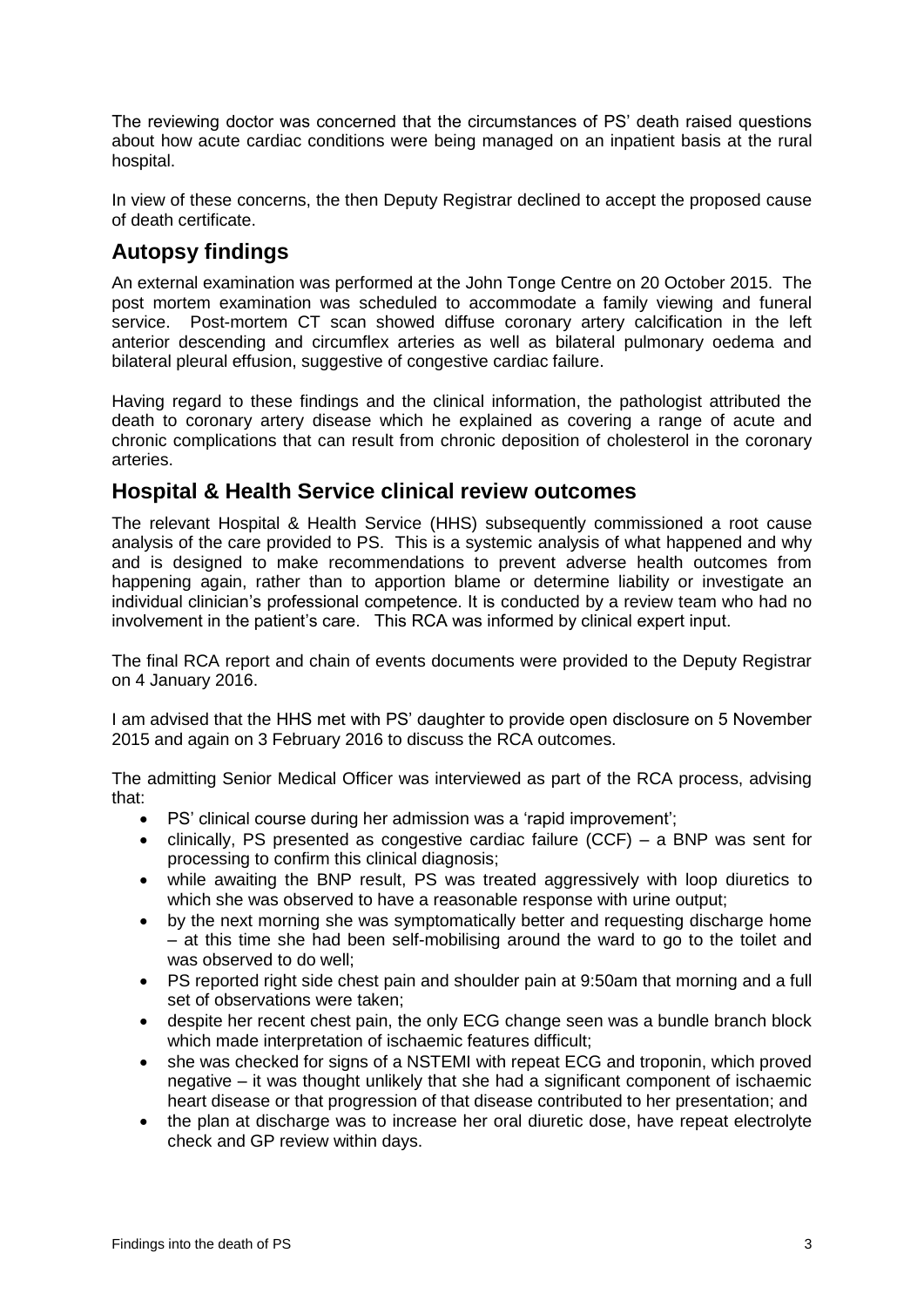The reviewing doctor was concerned that the circumstances of PS' death raised questions about how acute cardiac conditions were being managed on an inpatient basis at the rural hospital.

In view of these concerns, the then Deputy Registrar declined to accept the proposed cause of death certificate.

## Autopsy findings

An external examination was performed at the John Tonge Centre on 20 October 2015. The post mortem examination was scheduled to accommodate a family viewing and funeral service. Post-mortem CT scan showed diffuse coronary artery calcification in the left anterior descending and circumflex arteries as well as bilateral pulmonary oedema and bilateral pleural effusion, suggestive of congestive cardiac failure.

Having regard to these findings and the clinical information, the pathologist attributed the death to coronary artery disease which he explained as covering a range of acute and chronic complications that can result from chronic deposition of cholesterol in the coronary arteries.

## Hospital & Health Service clinical review outcomes

The relevant Hospital & Health Service (HHS) subsequently commissioned a root cause analysis of the care provided to PS. This is a systemic analysis of what happened and why and is designed to make recommendations to prevent adverse health outcomes from happening again, rather than to apportion blame or determine liability or investigate an individual clinician's professional competence. It is conducted by a review team who had no involvement in the patient's care. This RCA was informed by clinical expert input.

The final RCA report and chain of events documents were provided to the Deputy Registrar on 4 January 2016.

I am advised that the HHS met with PS' daughter to provide open disclosure on 5 November 2015 and again on 3 February 2016 to discuss the RCA outcomes.

The admitting Senior Medical Officer was interviewed as part of the RCA process, advising that:

- PS' clinical course during her admission was a 'rapid improvement';
- clinically, PS presented as congestive cardiac failure (CCF) – a BNP was sent for processing to confirm this clinical diagnosis;
- while awaiting the BNP result, PS was treated aggressively with loop diuretics to which she was observed to have a reasonable response with urine output;
- by the next morning she was symptomatically better and requesting discharge home – at this time she had been self-mobilising around the ward to go to the toilet and was observed to do well;
- PS reported right side chest pain and shoulder pain at 9:50am that morning and a full set of observations were taken;
- despite her recent chest pain, the only ECG change seen was a bundle branch block which made interpretation of ischaemic features difficult;
- she was checked for signs of a NSTEMI with repeat ECG and troponin, which proved negative – it was thought unlikely that she had a significant component of ischaemic heart disease or that progression of that disease contributed to her presentation; and
- the plan at discharge was to increase her oral diuretic dose, have repeat electrolyte check and GP review within days.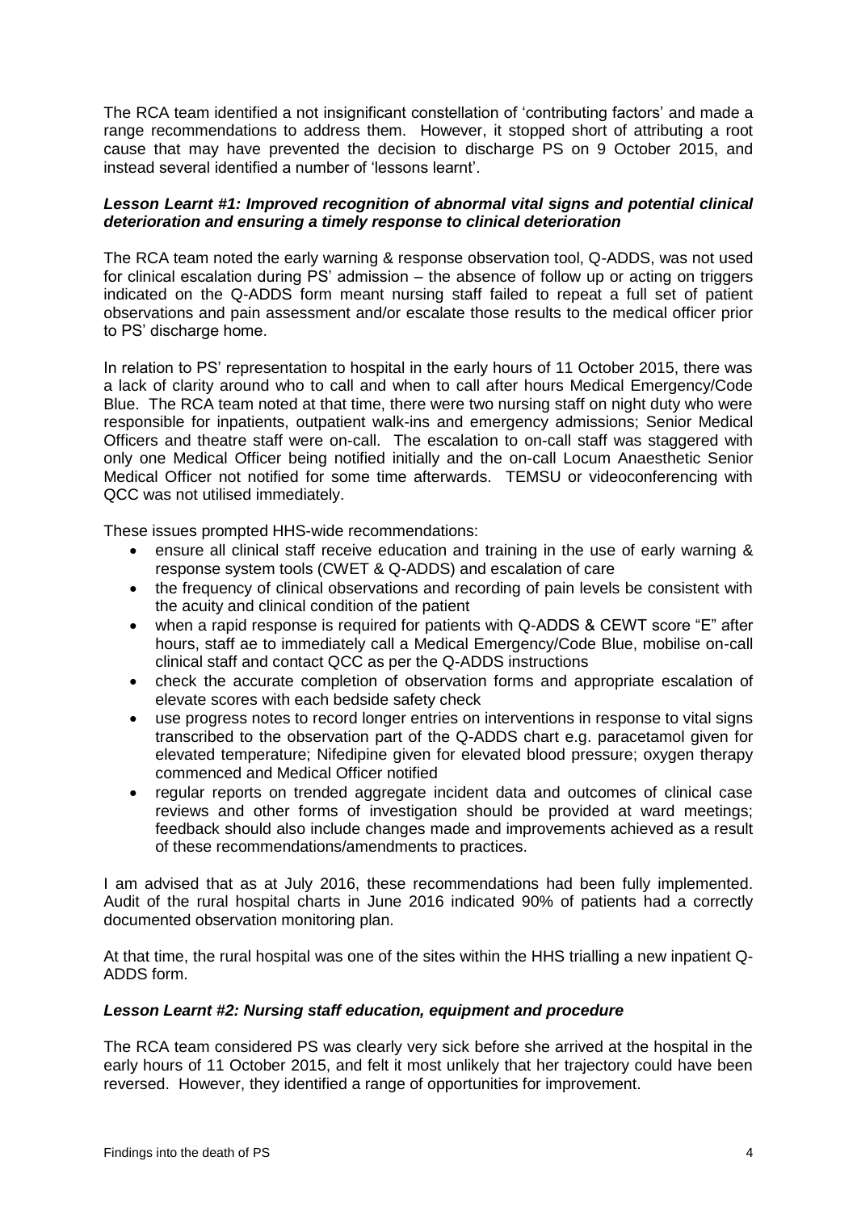The RCA team identified a not insignificant constellation of 'contributing factors' and made a range recommendations to address them. However, it stopped short of attributing a root cause that may have prevented the decision to discharge PS on 9 October 2015, and instead several identified a number of 'lessons learnt'.

***Lesson Learnt #1: Improved recognition of abnormal vital signs and potential clinical deterioration and ensuring a timely response to clinical deterioration***

The RCA team noted the early warning & response observation tool, Q-ADDS, was not used for clinical escalation during PS' admission – the absence of follow up or acting on triggers indicated on the Q-ADDS form meant nursing staff failed to repeat a full set of patient observations and pain assessment and/or escalate those results to the medical officer prior to PS' discharge home.

In relation to PS' representation to hospital in the early hours of 11 October 2015, there was a lack of clarity around who to call and when to call after hours Medical Emergency/Code Blue. The RCA team noted at that time, there were two nursing staff on night duty who were responsible for inpatients, outpatient walk-ins and emergency admissions; Senior Medical Officers and theatre staff were on-call. The escalation to on-call staff was staggered with only one Medical Officer being notified initially and the on-call Locum Anaesthetic Senior Medical Officer not notified for some time afterwards. TEMSU or videoconferencing with QCC was not utilised immediately.

These issues prompted HHS-wide recommendations:

- ensure all clinical staff receive education and training in the use of early warning & response system tools (CWET & Q-ADDS) and escalation of care
- the frequency of clinical observations and recording of pain levels be consistent with the acuity and clinical condition of the patient
- when a rapid response is required for patients with Q-ADDS & CEWT score "E" after hours, staff ae to immediately call a Medical Emergency/Code Blue, mobilise on-call clinical staff and contact QCC as per the Q-ADDS instructions
- check the accurate completion of observation forms and appropriate escalation of elevate scores with each bedside safety check
- use progress notes to record longer entries on interventions in response to vital signs transcribed to the observation part of the Q-ADDS chart e.g. paracetamol given for elevated temperature; Nifedipine given for elevated blood pressure; oxygen therapy commenced and Medical Officer notified
- regular reports on trended aggregate incident data and outcomes of clinical case reviews and other forms of investigation should be provided at ward meetings; feedback should also include changes made and improvements achieved as a result of these recommendations/amendments to practices.

I am advised that as at July 2016, these recommendations had been fully implemented. Audit of the rural hospital charts in June 2016 indicated 90% of patients had a correctly documented observation monitoring plan.

At that time, the rural hospital was one of the sites within the HHS trialling a new inpatient Q-ADDS form.

***Lesson Learnt #2: Nursing staff education, equipment and procedure***

The RCA team considered PS was clearly very sick before she arrived at the hospital in the early hours of 11 October 2015, and felt it most unlikely that her trajectory could have been reversed. However, they identified a range of opportunities for improvement.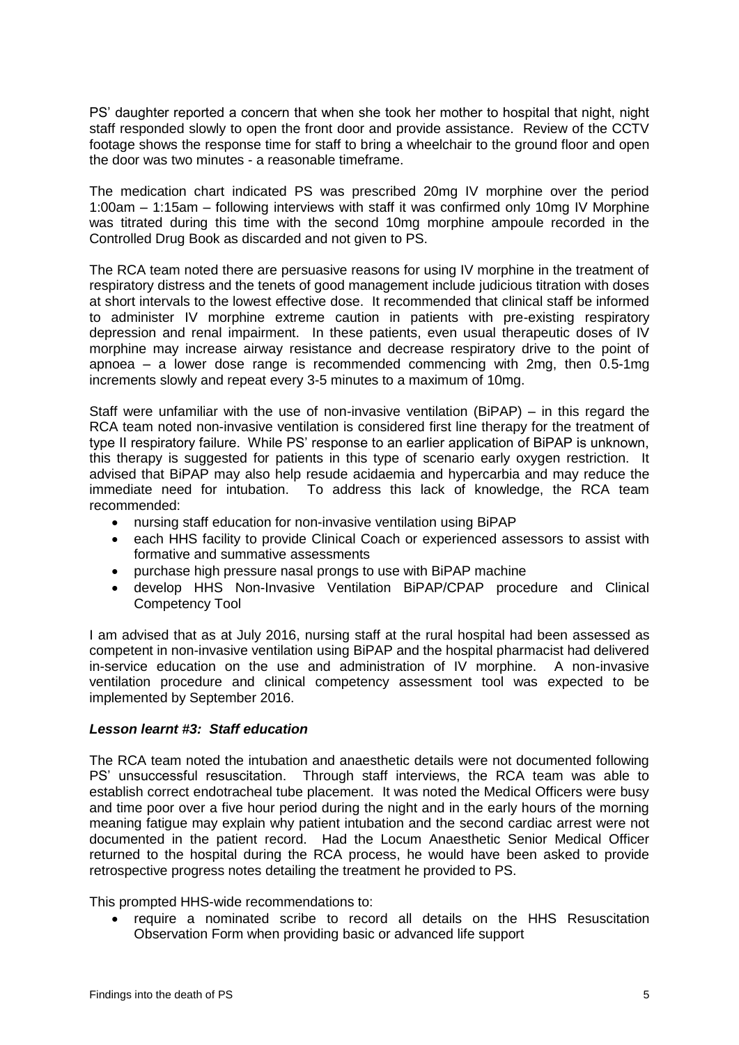PS' daughter reported a concern that when she took her mother to hospital that night, night staff responded slowly to open the front door and provide assistance. Review of the CCTV footage shows the response time for staff to bring a wheelchair to the ground floor and open the door was two minutes - a reasonable timeframe.

The medication chart indicated PS was prescribed 20mg IV morphine over the period 1:00am – 1:15am – following interviews with staff it was confirmed only 10mg IV Morphine was titrated during this time with the second 10mg morphine ampoule recorded in the Controlled Drug Book as discarded and not given to PS.

The RCA team noted there are persuasive reasons for using IV morphine in the treatment of respiratory distress and the tenets of good management include judicious titration with doses at short intervals to the lowest effective dose. It recommended that clinical staff be informed to administer IV morphine extreme caution in patients with pre-existing respiratory depression and renal impairment. In these patients, even usual therapeutic doses of IV morphine may increase airway resistance and decrease respiratory drive to the point of apnoea – a lower dose range is recommended commencing with 2mg, then 0.5-1mg increments slowly and repeat every 3-5 minutes to a maximum of 10mg.

Staff were unfamiliar with the use of non-invasive ventilation (BiPAP) – in this regard the RCA team noted non-invasive ventilation is considered first line therapy for the treatment of type II respiratory failure. While PS' response to an earlier application of BiPAP is unknown, this therapy is suggested for patients in this type of scenario early oxygen restriction. It advised that BiPAP may also help resude acidaemia and hypercarbia and may reduce the immediate need for intubation. To address this lack of knowledge, the RCA team recommended:

- nursing staff education for non-invasive ventilation using BiPAP
- each HHS facility to provide Clinical Coach or experienced assessors to assist with formative and summative assessments
- purchase high pressure nasal prongs to use with BiPAP machine
- develop HHS Non-Invasive Ventilation BiPAP/CPAP procedure and Clinical Competency Tool

I am advised that as at July 2016, nursing staff at the rural hospital had been assessed as competent in non-invasive ventilation using BiPAP and the hospital pharmacist had delivered in-service education on the use and administration of IV morphine. A non-invasive ventilation procedure and clinical competency assessment tool was expected to be implemented by September 2016.

### *Lesson learnt #3: Staff education*

The RCA team noted the intubation and anaesthetic details were not documented following PS' unsuccessful resuscitation. Through staff interviews, the RCA team was able to establish correct endotracheal tube placement. It was noted the Medical Officers were busy and time poor over a five hour period during the night and in the early hours of the morning meaning fatigue may explain why patient intubation and the second cardiac arrest were not documented in the patient record. Had the Locum Anaesthetic Senior Medical Officer returned to the hospital during the RCA process, he would have been asked to provide retrospective progress notes detailing the treatment he provided to PS.

This prompted HHS-wide recommendations to:

- require a nominated scribe to record all details on the HHS Resuscitation Observation Form when providing basic or advanced life support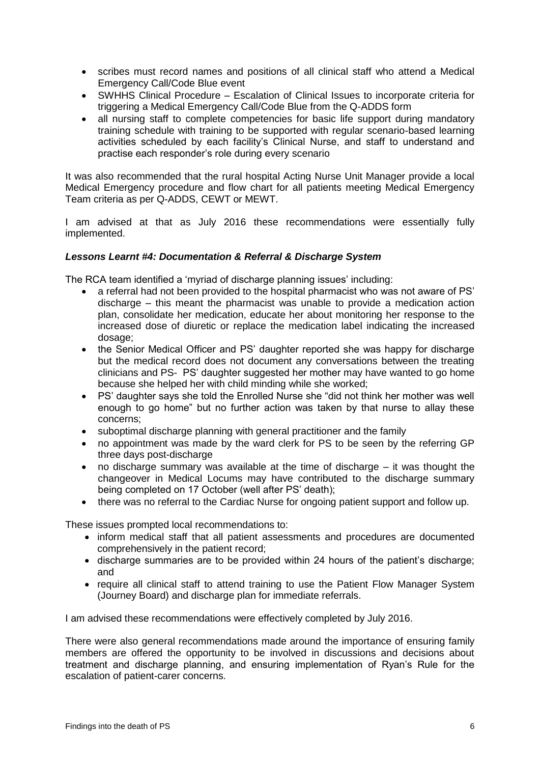- scribes must record names and positions of all clinical staff who attend a Medical Emergency Call/Code Blue event
- SWHHS Clinical Procedure – Escalation of Clinical Issues to incorporate criteria for triggering a Medical Emergency Call/Code Blue from the Q-ADDS form
- all nursing staff to complete competencies for basic life support during mandatory training schedule with training to be supported with regular scenario-based learning activities scheduled by each facility's Clinical Nurse, and staff to understand and practise each responder's role during every scenario

It was also recommended that the rural hospital Acting Nurse Unit Manager provide a local Medical Emergency procedure and flow chart for all patients meeting Medical Emergency Team criteria as per Q-ADDS, CEWT or MEWT.

I am advised at that as July 2016 these recommendations were essentially fully implemented.

***Lessons Learnt #4: Documentation & Referral & Discharge System***

The RCA team identified a 'myriad of discharge planning issues' including:

- a referral had not been provided to the hospital pharmacist who was not aware of PS' discharge – this meant the pharmacist was unable to provide a medication action plan, consolidate her medication, educate her about monitoring her response to the increased dose of diuretic or replace the medication label indicating the increased dosage;
- the Senior Medical Officer and PS' daughter reported she was happy for discharge but the medical record does not document any conversations between the treating clinicians and PS- PS' daughter suggested her mother may have wanted to go home because she helped her with child minding while she worked;
- PS' daughter says she told the Enrolled Nurse she "did not think her mother was well enough to go home" but no further action was taken by that nurse to allay these concerns;
- suboptimal discharge planning with general practitioner and the family
- no appointment was made by the ward clerk for PS to be seen by the referring GP three days post-discharge
- no discharge summary was available at the time of discharge – it was thought the changeover in Medical Locums may have contributed to the discharge summary being completed on 17 October (well after PS' death);
- there was no referral to the Cardiac Nurse for ongoing patient support and follow up.

These issues prompted local recommendations to:

- inform medical staff that all patient assessments and procedures are documented comprehensively in the patient record;
- discharge summaries are to be provided within 24 hours of the patient's discharge; and
- require all clinical staff to attend training to use the Patient Flow Manager System (Journey Board) and discharge plan for immediate referrals.

I am advised these recommendations were effectively completed by July 2016.

There were also general recommendations made around the importance of ensuring family members are offered the opportunity to be involved in discussions and decisions about treatment and discharge planning, and ensuring implementation of Ryan's Rule for the escalation of patient-carer concerns.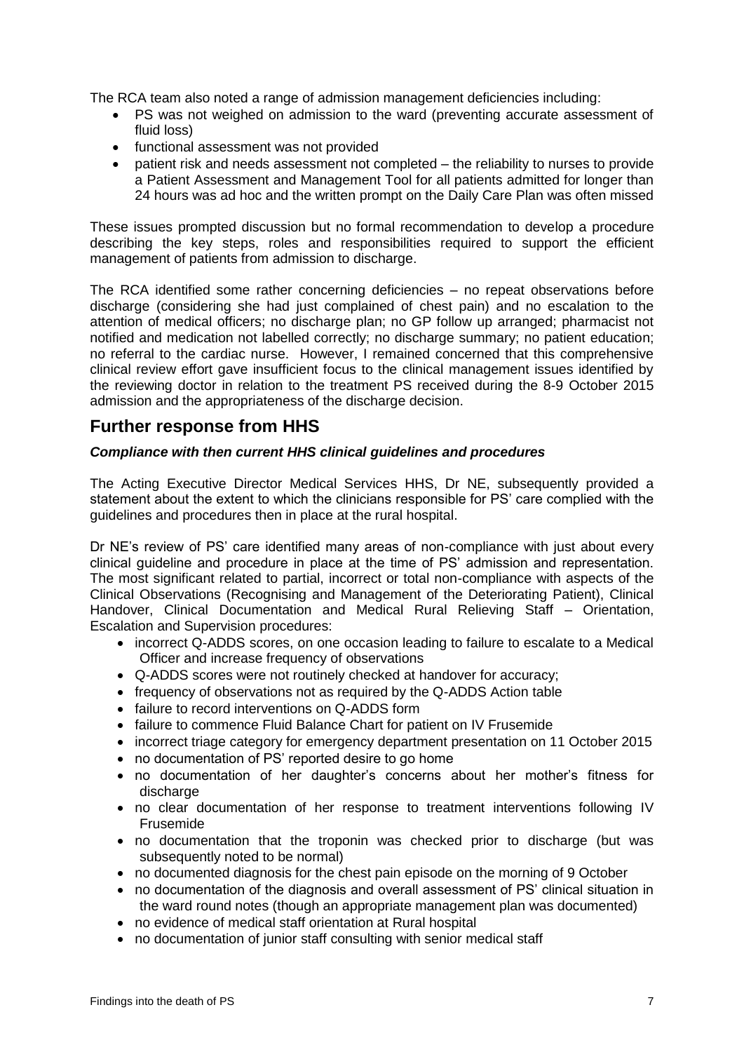The RCA team also noted a range of admission management deficiencies including:

- PS was not weighed on admission to the ward (preventing accurate assessment of fluid loss)
- functional assessment was not provided
- patient risk and needs assessment not completed – the reliability to nurses to provide a Patient Assessment and Management Tool for all patients admitted for longer than 24 hours was ad hoc and the written prompt on the Daily Care Plan was often missed

These issues prompted discussion but no formal recommendation to develop a procedure describing the key steps, roles and responsibilities required to support the efficient management of patients from admission to discharge.

The RCA identified some rather concerning deficiencies – no repeat observations before discharge (considering she had just complained of chest pain) and no escalation to the attention of medical officers; no discharge plan; no GP follow up arranged; pharmacist not notified and medication not labelled correctly; no discharge summary; no patient education; no referral to the cardiac nurse. However, I remained concerned that this comprehensive clinical review effort gave insufficient focus to the clinical management issues identified by the reviewing doctor in relation to the treatment PS received during the 8-9 October 2015 admission and the appropriateness of the discharge decision.

## Further response from HHS

### *Compliance with then current HHS clinical guidelines and procedures*

The Acting Executive Director Medical Services HHS, Dr NE, subsequently provided a statement about the extent to which the clinicians responsible for PS' care complied with the guidelines and procedures then in place at the rural hospital.

Dr NE's review of PS' care identified many areas of non-compliance with just about every clinical guideline and procedure in place at the time of PS' admission and representation. The most significant related to partial, incorrect or total non-compliance with aspects of the Clinical Observations (Recognising and Management of the Deteriorating Patient), Clinical Handover, Clinical Documentation and Medical Rural Relieving Staff – Orientation, Escalation and Supervision procedures:

- incorrect Q-ADDS scores, on one occasion leading to failure to escalate to a Medical Officer and increase frequency of observations
- Q-ADDS scores were not routinely checked at handover for accuracy;
- frequency of observations not as required by the Q-ADDS Action table
- failure to record interventions on Q-ADDS form
- failure to commence Fluid Balance Chart for patient on IV Frusemide
- incorrect triage category for emergency department presentation on 11 October 2015
- no documentation of PS' reported desire to go home
- no documentation of her daughter's concerns about her mother's fitness for discharge
- no clear documentation of her response to treatment interventions following IV Frusemide
- no documentation that the troponin was checked prior to discharge (but was subsequently noted to be normal)
- no documented diagnosis for the chest pain episode on the morning of 9 October
- no documentation of the diagnosis and overall assessment of PS' clinical situation in the ward round notes (though an appropriate management plan was documented)
- no evidence of medical staff orientation at Rural hospital
- no documentation of junior staff consulting with senior medical staff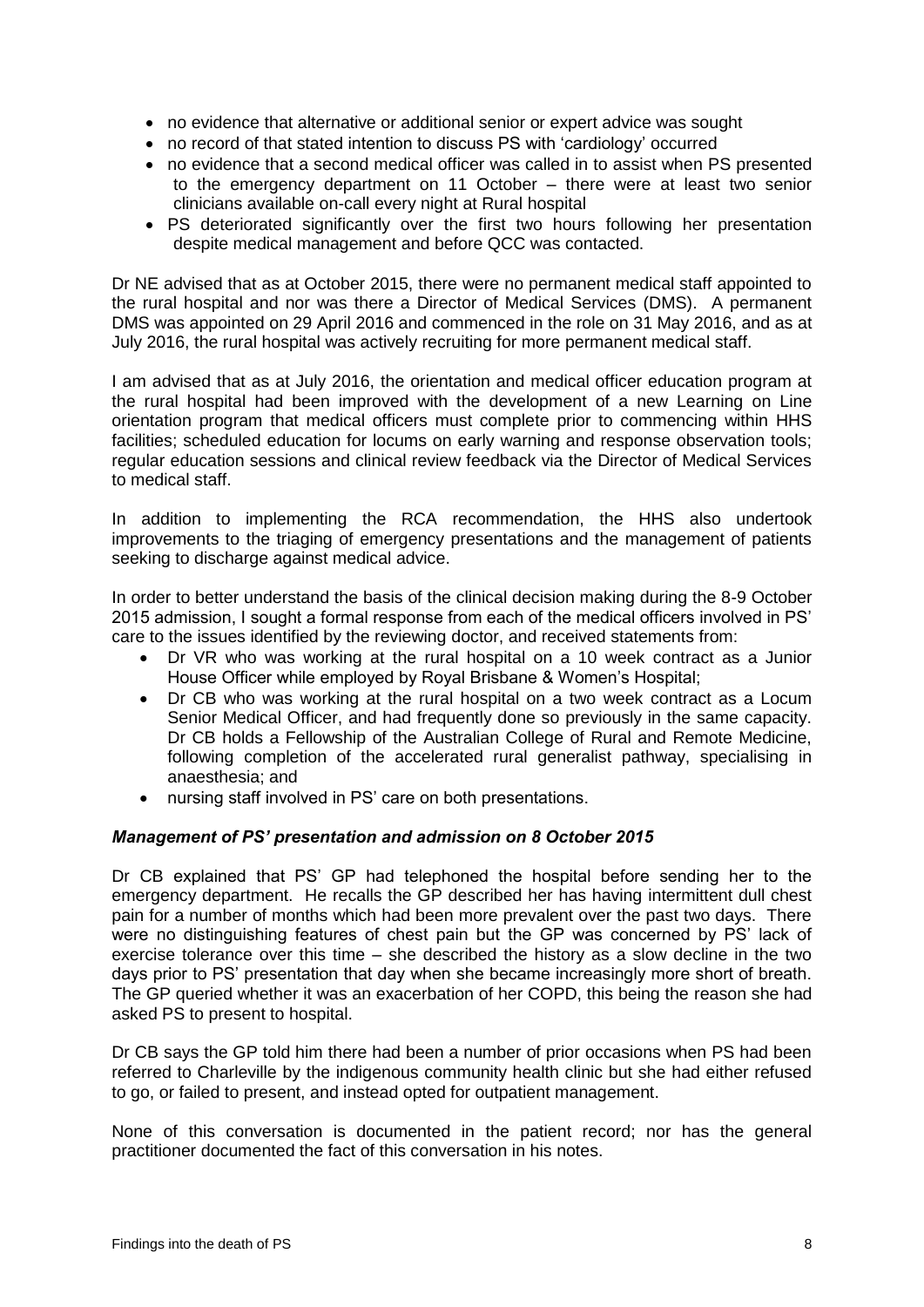- no evidence that alternative or additional senior or expert advice was sought
- no record of that stated intention to discuss PS with 'cardiology' occurred
- no evidence that a second medical officer was called in to assist when PS presented to the emergency department on 11 October – there were at least two senior clinicians available on-call every night at Rural hospital
- PS deteriorated significantly over the first two hours following her presentation despite medical management and before QCC was contacted.

Dr NE advised that as at October 2015, there were no permanent medical staff appointed to the rural hospital and nor was there a Director of Medical Services (DMS). A permanent DMS was appointed on 29 April 2016 and commenced in the role on 31 May 2016, and as at July 2016, the rural hospital was actively recruiting for more permanent medical staff.

I am advised that as at July 2016, the orientation and medical officer education program at the rural hospital had been improved with the development of a new Learning on Line orientation program that medical officers must complete prior to commencing within HHS facilities; scheduled education for locums on early warning and response observation tools; regular education sessions and clinical review feedback via the Director of Medical Services to medical staff.

In addition to implementing the RCA recommendation, the HHS also undertook improvements to the triaging of emergency presentations and the management of patients seeking to discharge against medical advice.

In order to better understand the basis of the clinical decision making during the 8-9 October 2015 admission, I sought a formal response from each of the medical officers involved in PS' care to the issues identified by the reviewing doctor, and received statements from:

- Dr VR who was working at the rural hospital on a 10 week contract as a Junior House Officer while employed by Royal Brisbane & Women's Hospital;
- Dr CB who was working at the rural hospital on a two week contract as a Locum Senior Medical Officer, and had frequently done so previously in the same capacity. Dr CB holds a Fellowship of the Australian College of Rural and Remote Medicine, following completion of the accelerated rural generalist pathway, specialising in anaesthesia; and
- nursing staff involved in PS' care on both presentations.

### *Management of PS' presentation and admission on 8 October 2015*

Dr CB explained that PS' GP had telephoned the hospital before sending her to the emergency department. He recalls the GP described her has having intermittent dull chest pain for a number of months which had been more prevalent over the past two days. There were no distinguishing features of chest pain but the GP was concerned by PS' lack of exercise tolerance over this time – she described the history as a slow decline in the two days prior to PS' presentation that day when she became increasingly more short of breath. The GP queried whether it was an exacerbation of her COPD, this being the reason she had asked PS to present to hospital.

Dr CB says the GP told him there had been a number of prior occasions when PS had been referred to Charleville by the indigenous community health clinic but she had either refused to go, or failed to present, and instead opted for outpatient management.

None of this conversation is documented in the patient record; nor has the general practitioner documented the fact of this conversation in his notes.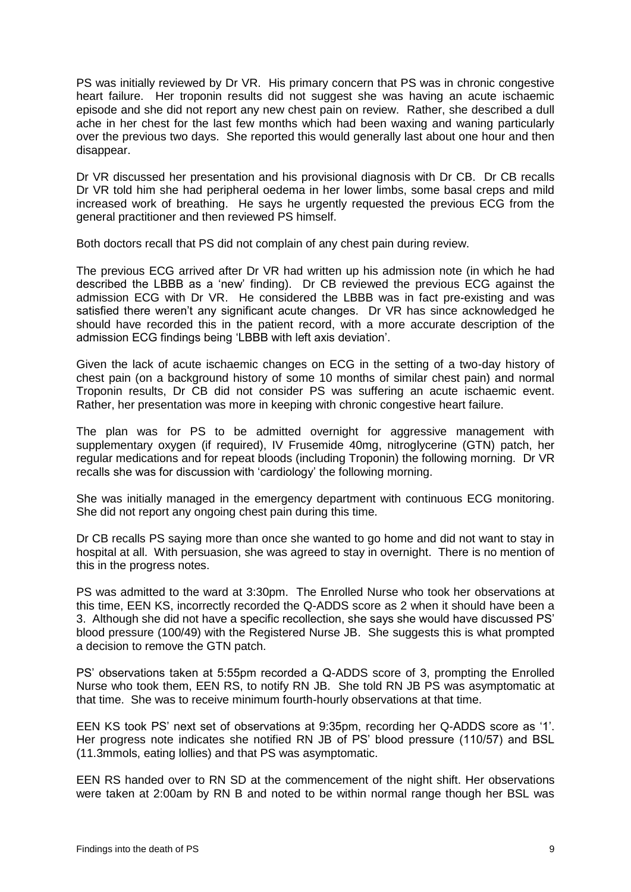PS was initially reviewed by Dr VR. His primary concern that PS was in chronic congestive heart failure. Her troponin results did not suggest she was having an acute ischaemic episode and she did not report any new chest pain on review. Rather, she described a dull ache in her chest for the last few months which had been waxing and waning particularly over the previous two days. She reported this would generally last about one hour and then disappear.

Dr VR discussed her presentation and his provisional diagnosis with Dr CB. Dr CB recalls Dr VR told him she had peripheral oedema in her lower limbs, some basal creps and mild increased work of breathing. He says he urgently requested the previous ECG from the general practitioner and then reviewed PS himself.

Both doctors recall that PS did not complain of any chest pain during review.

The previous ECG arrived after Dr VR had written up his admission note (in which he had described the LBBB as a 'new' finding). Dr CB reviewed the previous ECG against the admission ECG with Dr VR. He considered the LBBB was in fact pre-existing and was satisfied there weren't any significant acute changes. Dr VR has since acknowledged he should have recorded this in the patient record, with a more accurate description of the admission ECG findings being 'LBBB with left axis deviation'.

Given the lack of acute ischaemic changes on ECG in the setting of a two-day history of chest pain (on a background history of some 10 months of similar chest pain) and normal Troponin results, Dr CB did not consider PS was suffering an acute ischaemic event. Rather, her presentation was more in keeping with chronic congestive heart failure.

The plan was for PS to be admitted overnight for aggressive management with supplementary oxygen (if required), IV Frusemide 40mg, nitroglycerine (GTN) patch, her regular medications and for repeat bloods (including Troponin) the following morning. Dr VR recalls she was for discussion with 'cardiology' the following morning.

She was initially managed in the emergency department with continuous ECG monitoring. She did not report any ongoing chest pain during this time.

Dr CB recalls PS saying more than once she wanted to go home and did not want to stay in hospital at all. With persuasion, she was agreed to stay in overnight. There is no mention of this in the progress notes.

PS was admitted to the ward at 3:30pm. The Enrolled Nurse who took her observations at this time, EEN KS, incorrectly recorded the Q-ADDS score as 2 when it should have been a 3. Although she did not have a specific recollection, she says she would have discussed PS' blood pressure (100/49) with the Registered Nurse JB. She suggests this is what prompted a decision to remove the GTN patch.

PS' observations taken at 5:55pm recorded a Q-ADDS score of 3, prompting the Enrolled Nurse who took them, EEN RS, to notify RN JB. She told RN JB PS was asymptomatic at that time. She was to receive minimum fourth-hourly observations at that time.

EEN KS took PS' next set of observations at 9:35pm, recording her Q-ADDS score as '1'. Her progress note indicates she notified RN JB of PS' blood pressure (110/57) and BSL (11.3mmols, eating lollies) and that PS was asymptomatic.

EEN RS handed over to RN SD at the commencement of the night shift. Her observations were taken at 2:00am by RN B and noted to be within normal range though her BSL was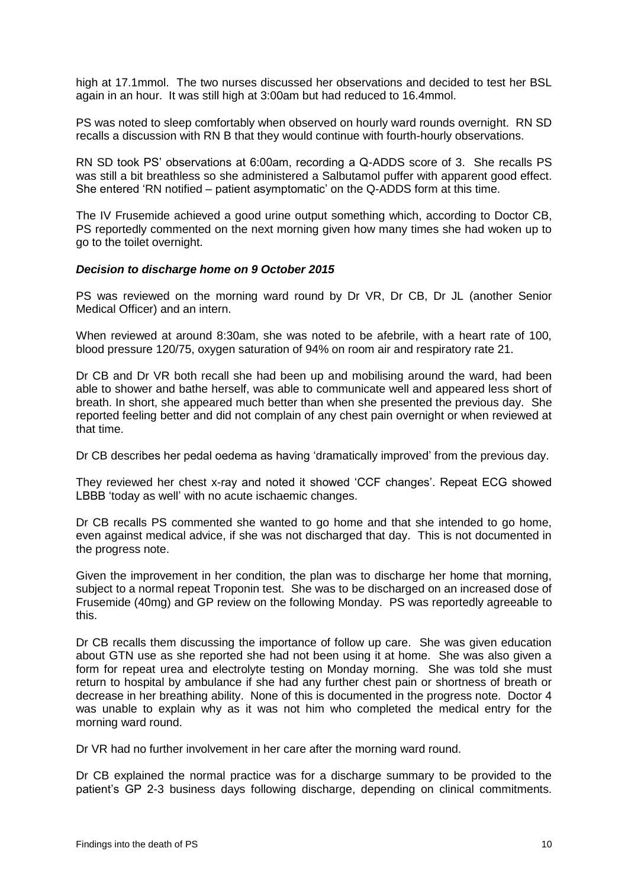high at 17.1mmol. The two nurses discussed her observations and decided to test her BSL again in an hour. It was still high at 3:00am but had reduced to 16.4mmol.

PS was noted to sleep comfortably when observed on hourly ward rounds overnight. RN SD recalls a discussion with RN B that they would continue with fourth-hourly observations.

RN SD took PS' observations at 6:00am, recording a Q-ADDS score of 3. She recalls PS was still a bit breathless so she administered a Salbutamol puffer with apparent good effect. She entered 'RN notified – patient asymptomatic' on the Q-ADDS form at this time.

The IV Frusemide achieved a good urine output something which, according to Doctor CB, PS reportedly commented on the next morning given how many times she had woken up to go to the toilet overnight.

### *Decision to discharge home on 9 October 2015*

PS was reviewed on the morning ward round by Dr VR, Dr CB, Dr JL (another Senior Medical Officer) and an intern.

When reviewed at around 8:30am, she was noted to be afebrile, with a heart rate of 100, blood pressure 120/75, oxygen saturation of 94% on room air and respiratory rate 21.

Dr CB and Dr VR both recall she had been up and mobilising around the ward, had been able to shower and bathe herself, was able to communicate well and appeared less short of breath. In short, she appeared much better than when she presented the previous day. She reported feeling better and did not complain of any chest pain overnight or when reviewed at that time.

Dr CB describes her pedal oedema as having 'dramatically improved' from the previous day.

They reviewed her chest x-ray and noted it showed 'CCF changes'. Repeat ECG showed LBBB 'today as well' with no acute ischaemic changes.

Dr CB recalls PS commented she wanted to go home and that she intended to go home, even against medical advice, if she was not discharged that day. This is not documented in the progress note.

Given the improvement in her condition, the plan was to discharge her home that morning, subject to a normal repeat Troponin test. She was to be discharged on an increased dose of Frusemide (40mg) and GP review on the following Monday. PS was reportedly agreeable to this.

Dr CB recalls them discussing the importance of follow up care. She was given education about GTN use as she reported she had not been using it at home. She was also given a form for repeat urea and electrolyte testing on Monday morning. She was told she must return to hospital by ambulance if she had any further chest pain or shortness of breath or decrease in her breathing ability. None of this is documented in the progress note. Doctor 4 was unable to explain why as it was not him who completed the medical entry for the morning ward round.

Dr VR had no further involvement in her care after the morning ward round.

Dr CB explained the normal practice was for a discharge summary to be provided to the patient's GP 2-3 business days following discharge, depending on clinical commitments.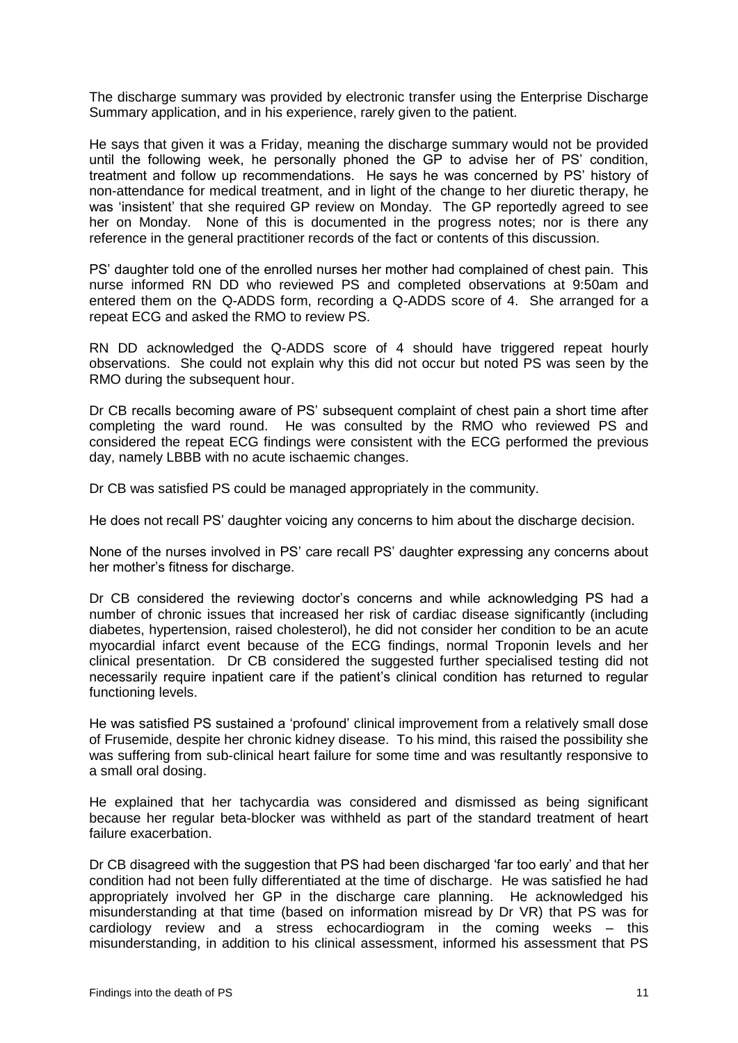The discharge summary was provided by electronic transfer using the Enterprise Discharge Summary application, and in his experience, rarely given to the patient.

He says that given it was a Friday, meaning the discharge summary would not be provided until the following week, he personally phoned the GP to advise her of PS' condition, treatment and follow up recommendations. He says he was concerned by PS' history of non-attendance for medical treatment, and in light of the change to her diuretic therapy, he was 'insistent' that she required GP review on Monday. The GP reportedly agreed to see her on Monday. None of this is documented in the progress notes; nor is there any reference in the general practitioner records of the fact or contents of this discussion.

PS' daughter told one of the enrolled nurses her mother had complained of chest pain. This nurse informed RN DD who reviewed PS and completed observations at 9:50am and entered them on the Q-ADDS form, recording a Q-ADDS score of 4. She arranged for a repeat ECG and asked the RMO to review PS.

RN DD acknowledged the Q-ADDS score of 4 should have triggered repeat hourly observations. She could not explain why this did not occur but noted PS was seen by the RMO during the subsequent hour.

Dr CB recalls becoming aware of PS' subsequent complaint of chest pain a short time after completing the ward round. He was consulted by the RMO who reviewed PS and considered the repeat ECG findings were consistent with the ECG performed the previous day, namely LBBB with no acute ischaemic changes.

Dr CB was satisfied PS could be managed appropriately in the community.

He does not recall PS' daughter voicing any concerns to him about the discharge decision.

None of the nurses involved in PS' care recall PS' daughter expressing any concerns about her mother's fitness for discharge.

Dr CB considered the reviewing doctor's concerns and while acknowledging PS had a number of chronic issues that increased her risk of cardiac disease significantly (including diabetes, hypertension, raised cholesterol), he did not consider her condition to be an acute myocardial infarct event because of the ECG findings, normal Troponin levels and her clinical presentation. Dr CB considered the suggested further specialised testing did not necessarily require inpatient care if the patient's clinical condition has returned to regular functioning levels.

He was satisfied PS sustained a 'profound' clinical improvement from a relatively small dose of Frusemide, despite her chronic kidney disease. To his mind, this raised the possibility she was suffering from sub-clinical heart failure for some time and was resultantly responsive to a small oral dosing.

He explained that her tachycardia was considered and dismissed as being significant because her regular beta-blocker was withheld as part of the standard treatment of heart failure exacerbation.

Dr CB disagreed with the suggestion that PS had been discharged 'far too early' and that her condition had not been fully differentiated at the time of discharge. He was satisfied he had appropriately involved her GP in the discharge care planning. He acknowledged his misunderstanding at that time (based on information misread by Dr VR) that PS was for cardiology review and a stress echocardiogram in the coming weeks – this misunderstanding, in addition to his clinical assessment, informed his assessment that PS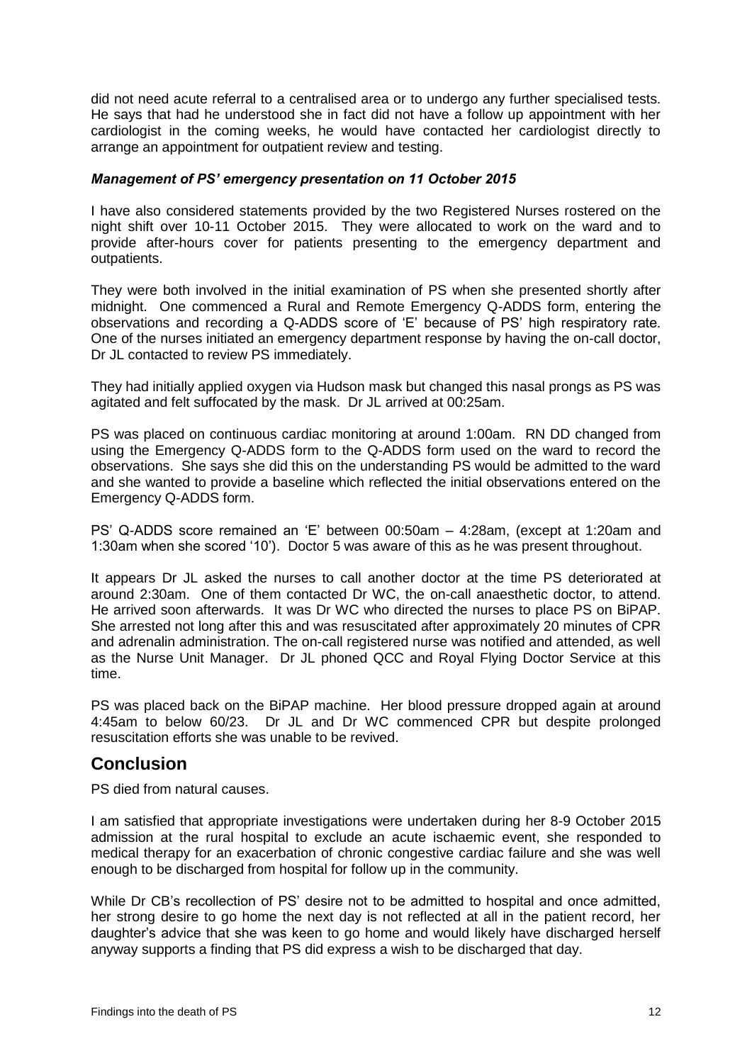did not need acute referral to a centralised area or to undergo any further specialised tests. He says that had he understood she in fact did not have a follow up appointment with her cardiologist in the coming weeks, he would have contacted her cardiologist directly to arrange an appointment for outpatient review and testing.

### *Management of PS' emergency presentation on 11 October 2015*

I have also considered statements provided by the two Registered Nurses rostered on the night shift over 10-11 October 2015. They were allocated to work on the ward and to provide after-hours cover for patients presenting to the emergency department and outpatients.

They were both involved in the initial examination of PS when she presented shortly after midnight. One commenced a Rural and Remote Emergency Q-ADDS form, entering the observations and recording a Q-ADDS score of 'E' because of PS' high respiratory rate. One of the nurses initiated an emergency department response by having the on-call doctor, Dr JL contacted to review PS immediately.

They had initially applied oxygen via Hudson mask but changed this nasal prongs as PS was agitated and felt suffocated by the mask. Dr JL arrived at 00:25am.

PS was placed on continuous cardiac monitoring at around 1:00am. RN DD changed from using the Emergency Q-ADDS form to the Q-ADDS form used on the ward to record the observations. She says she did this on the understanding PS would be admitted to the ward and she wanted to provide a baseline which reflected the initial observations entered on the Emergency Q-ADDS form.

PS' Q-ADDS score remained an 'E' between 00:50am – 4:28am, (except at 1:20am and 1:30am when she scored '10'). Doctor 5 was aware of this as he was present throughout.

It appears Dr JL asked the nurses to call another doctor at the time PS deteriorated at around 2:30am. One of them contacted Dr WC, the on-call anaesthetic doctor, to attend. He arrived soon afterwards. It was Dr WC who directed the nurses to place PS on BiPAP. She arrested not long after this and was resuscitated after approximately 20 minutes of CPR and adrenalin administration. The on-call registered nurse was notified and attended, as well as the Nurse Unit Manager. Dr JL phoned QCC and Royal Flying Doctor Service at this time.

PS was placed back on the BiPAP machine. Her blood pressure dropped again at around 4:45am to below 60/23. Dr JL and Dr WC commenced CPR but despite prolonged resuscitation efforts she was unable to be revived.

## Conclusion

PS died from natural causes.

I am satisfied that appropriate investigations were undertaken during her 8-9 October 2015 admission at the rural hospital to exclude an acute ischaemic event, she responded to medical therapy for an exacerbation of chronic congestive cardiac failure and she was well enough to be discharged from hospital for follow up in the community.

While Dr CB's recollection of PS' desire not to be admitted to hospital and once admitted, her strong desire to go home the next day is not reflected at all in the patient record, her daughter's advice that she was keen to go home and would likely have discharged herself anyway supports a finding that PS did express a wish to be discharged that day.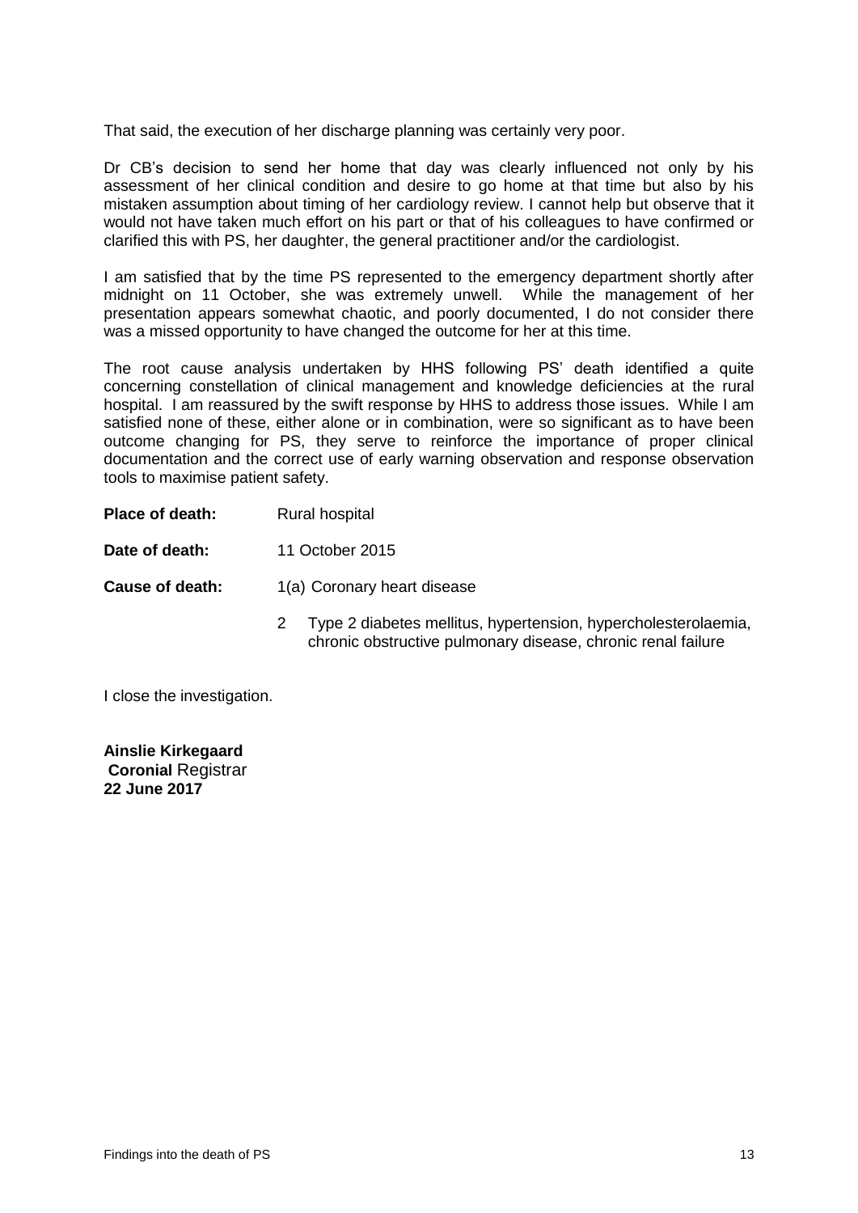That said, the execution of her discharge planning was certainly very poor.

Dr CB's decision to send her home that day was clearly influenced not only by his assessment of her clinical condition and desire to go home at that time but also by his mistaken assumption about timing of her cardiology review. I cannot help but observe that it would not have taken much effort on his part or that of his colleagues to have confirmed or clarified this with PS, her daughter, the general practitioner and/or the cardiologist.

I am satisfied that by the time PS represented to the emergency department shortly after midnight on 11 October, she was extremely unwell. While the management of her presentation appears somewhat chaotic, and poorly documented, I do not consider there was a missed opportunity to have changed the outcome for her at this time.

The root cause analysis undertaken by HHS following PS' death identified a quite concerning constellation of clinical management and knowledge deficiencies at the rural hospital. I am reassured by the swift response by HHS to address those issues. While I am satisfied none of these, either alone or in combination, were so significant as to have been outcome changing for PS, they serve to reinforce the importance of proper clinical documentation and the correct use of early warning observation and response observation tools to maximise patient safety.

**Place of death:** Rural hospital

**Date of death:** 11 October 2015

**Cause of death:** 1(a) Coronary heart disease

2 Type 2 diabetes mellitus, hypertension, hypercholesterolaemia, chronic obstructive pulmonary disease, chronic renal failure

I close the investigation.

**Ainslie Kirkegaard**
**Coronial** Registrar
**22 June 2017**